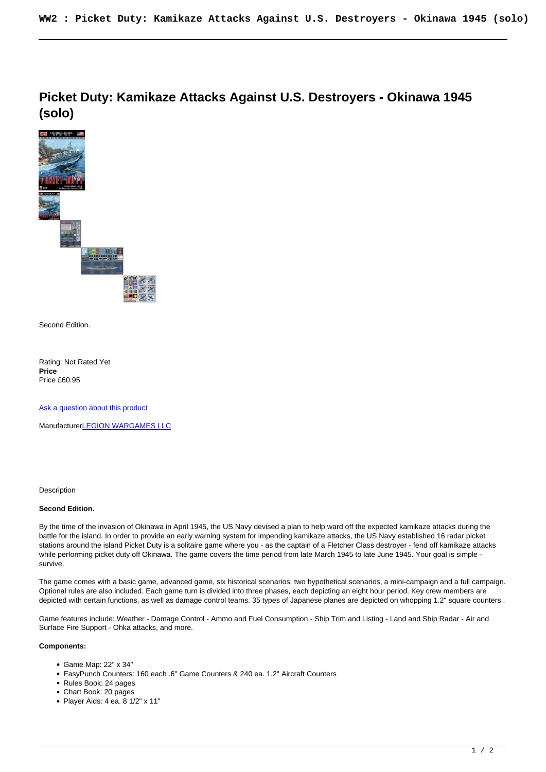# Picket Duty: Kamikaze Attacks Against U.S. Destroyers - Okinawa 1945 (solo)

Second Edition.

Rating: Not Rated Yet
**Price**
Price £60.95

Ask a question about this product

ManufacturerLEGION WARGAMES LLC

Description

**Second Edition.**

By the time of the invasion of Okinawa in April 1945, the US Navy devised a plan to help ward off the expected kamikaze attacks during the battle for the island. In order to provide an early warning system for impending kamikaze attacks, the US Navy established 16 radar picket stations around the island Picket Duty is a solitaire game where you - as the captain of a Fletcher Class destroyer - fend off kamikaze attacks while performing picket duty off Okinawa. The game covers the time period from late March 1945 to late June 1945. Your goal is simple - survive.

The game comes with a basic game, advanced game, six historical scenarios, two hypothetical scenarios, a mini-campaign and a full campaign. Optional rules are also included. Each game turn is divided into three phases, each depicting an eight hour period. Key crew members are depicted with certain functions, as well as damage control teams. 35 types of Japanese planes are depicted on whopping 1.2" square counters .

Game features include: Weather - Damage Control - Ammo and Fuel Consumption - Ship Trim and Listing - Land and Ship Radar - Air and Surface Fire Support - Ohka attacks, and more.

**Components:**

- Game Map: 22" x 34"
- EasyPunch Counters: 160 each .6" Game Counters & 240 ea. 1.2" Aircraft Counters
- Rules Book: 24 pages
- Chart Book: 20 pages
- Player Aids: 4 ea. 8 1/2" x 11"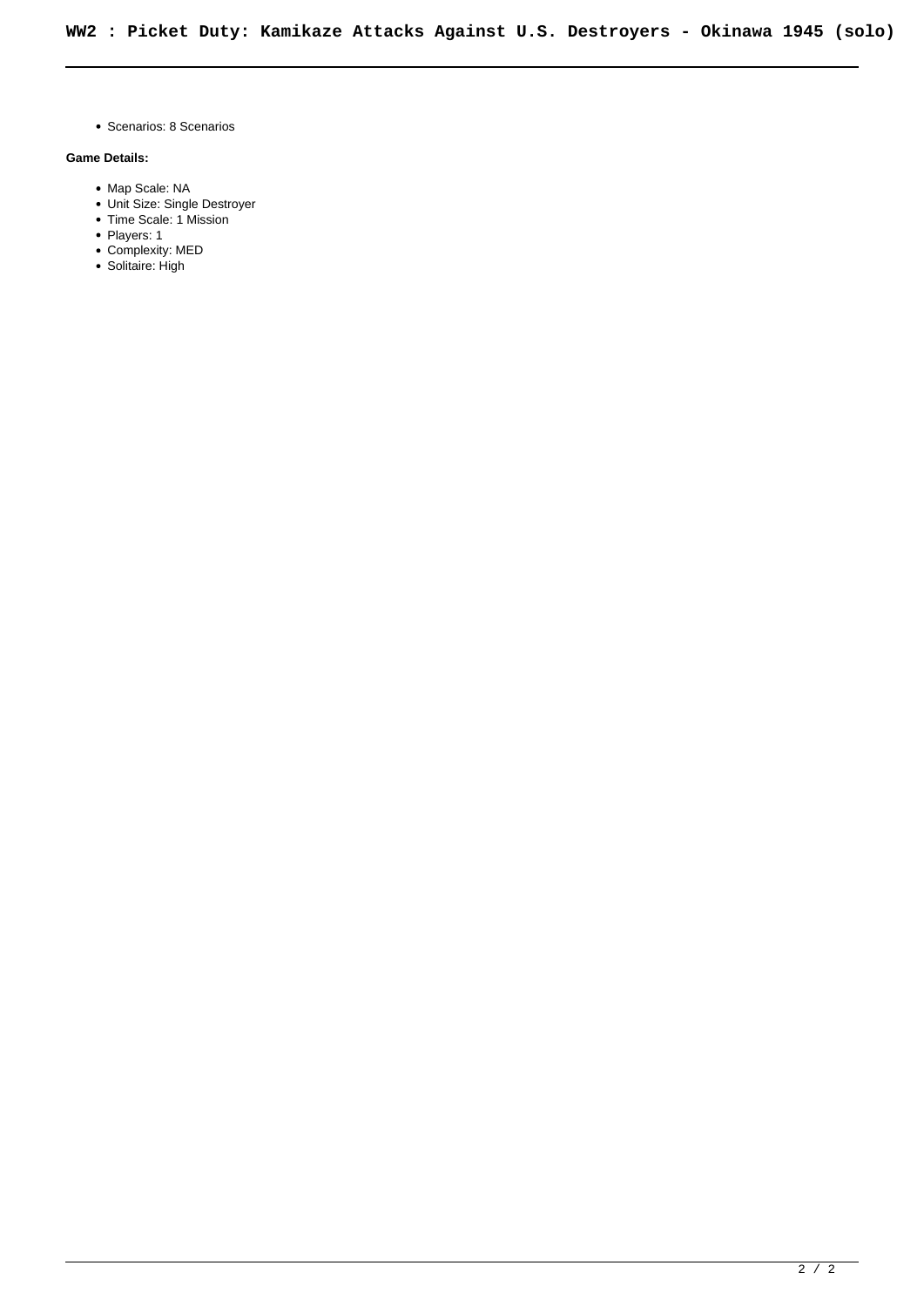- Scenarios: 8 Scenarios

**Game Details:**

- Map Scale: NA
- Unit Size: Single Destroyer
- Time Scale: 1 Mission
- Players: 1
- Complexity: MED
- Solitaire: High